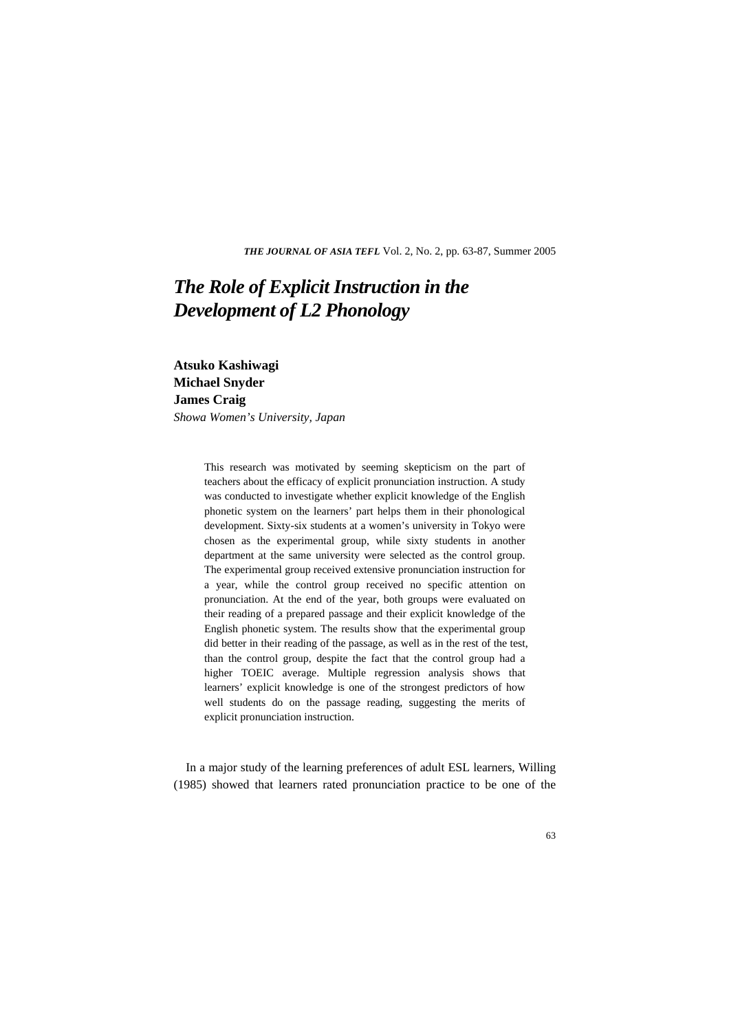# The Role of Explicit Instruction in the Development of L2 Phonology

**Atsuko Kashiwagi**
**Michael Snyder**
**James Craig**
*Showa Women's University, Japan*

This research was motivated by seeming skepticism on the part of teachers about the efficacy of explicit pronunciation instruction. A study was conducted to investigate whether explicit knowledge of the English phonetic system on the learners' part helps them in their phonological development. Sixty-six students at a women's university in Tokyo were chosen as the experimental group, while sixty students in another department at the same university were selected as the control group. The experimental group received extensive pronunciation instruction for a year, while the control group received no specific attention on pronunciation. At the end of the year, both groups were evaluated on their reading of a prepared passage and their explicit knowledge of the English phonetic system. The results show that the experimental group did better in their reading of the passage, as well as in the rest of the test, than the control group, despite the fact that the control group had a higher TOEIC average. Multiple regression analysis shows that learners' explicit knowledge is one of the strongest predictors of how well students do on the passage reading, suggesting the merits of explicit pronunciation instruction.

In a major study of the learning preferences of adult ESL learners, Willing (1985) showed that learners rated pronunciation practice to be one of the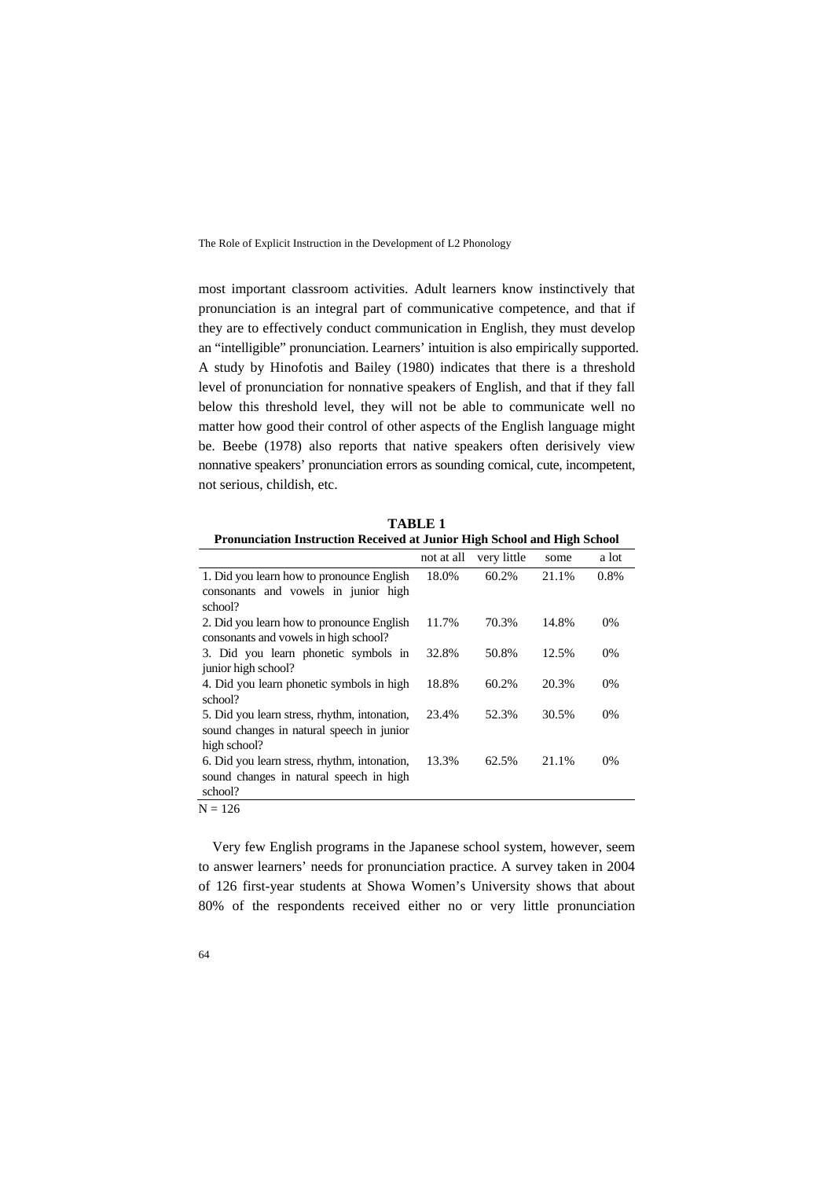most important classroom activities. Adult learners know instinctively that pronunciation is an integral part of communicative competence, and that if they are to effectively conduct communication in English, they must develop an "intelligible" pronunciation. Learners' intuition is also empirically supported. A study by Hinofotis and Bailey (1980) indicates that there is a threshold level of pronunciation for nonnative speakers of English, and that if they fall below this threshold level, they will not be able to communicate well no matter how good their control of other aspects of the English language might be. Beebe (1978) also reports that native speakers often derisively view nonnative speakers' pronunciation errors as sounding comical, cute, incompetent, not serious, childish, etc.

**TABLE 1**
**Pronunciation Instruction Received at Junior High School and High School**

| | not at all | very little | some | a lot |
|---|---|---|---|---|
| 1. Did you learn how to pronounce English consonants and vowels in junior high school? | 18.0% | 60.2% | 21.1% | 0.8% |
| 2. Did you learn how to pronounce English consonants and vowels in high school? | 11.7% | 70.3% | 14.8% | 0% |
| 3. Did you learn phonetic symbols in junior high school? | 32.8% | 50.8% | 12.5% | 0% |
| 4. Did you learn phonetic symbols in high school? | 18.8% | 60.2% | 20.3% | 0% |
| 5. Did you learn stress, rhythm, intonation, sound changes in natural speech in junior high school? | 23.4% | 52.3% | 30.5% | 0% |
| 6. Did you learn stress, rhythm, intonation, sound changes in natural speech in high school? | 13.3% | 62.5% | 21.1% | 0% |

N = 126

Very few English programs in the Japanese school system, however, seem to answer learners' needs for pronunciation practice. A survey taken in 2004 of 126 first-year students at Showa Women's University shows that about 80% of the respondents received either no or very little pronunciation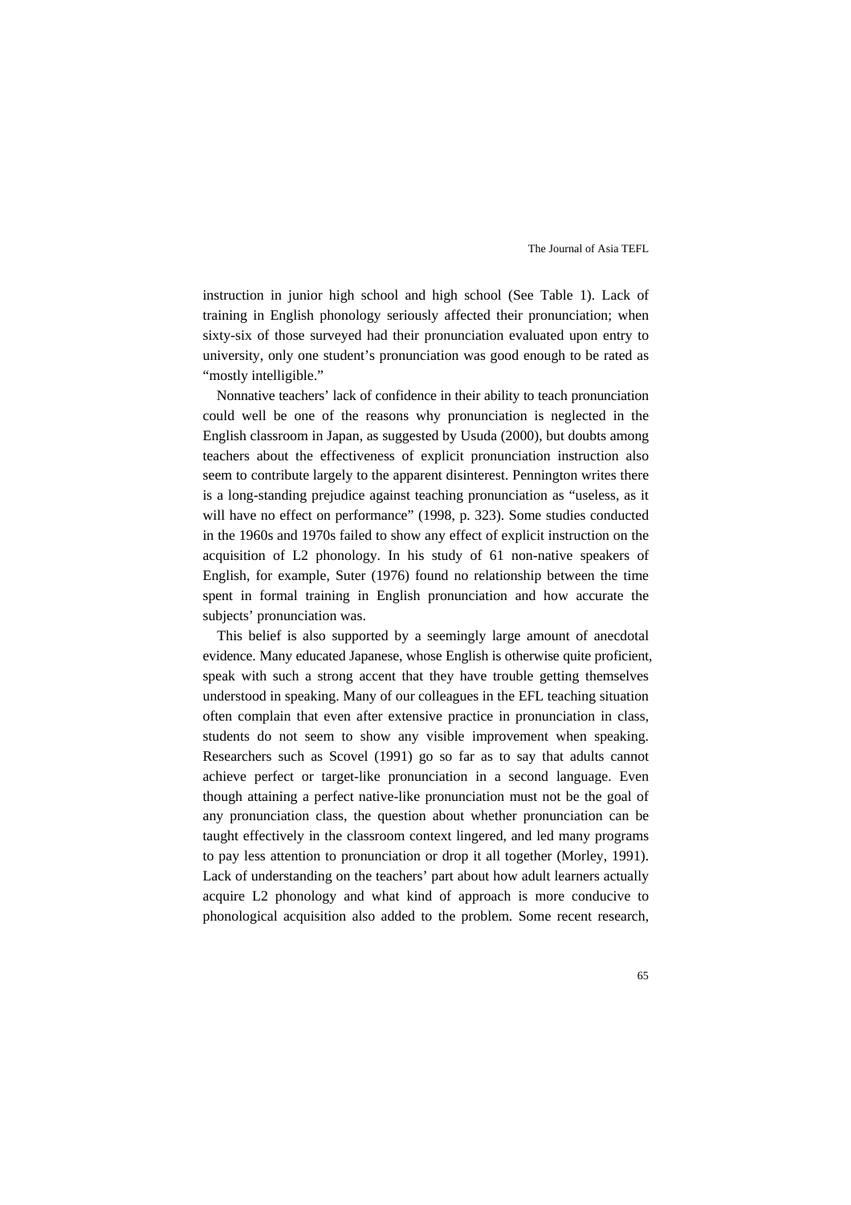instruction in junior high school and high school (See Table 1). Lack of training in English phonology seriously affected their pronunciation; when sixty-six of those surveyed had their pronunciation evaluated upon entry to university, only one student's pronunciation was good enough to be rated as "mostly intelligible."

Nonnative teachers' lack of confidence in their ability to teach pronunciation could well be one of the reasons why pronunciation is neglected in the English classroom in Japan, as suggested by Usuda (2000), but doubts among teachers about the effectiveness of explicit pronunciation instruction also seem to contribute largely to the apparent disinterest. Pennington writes there is a long-standing prejudice against teaching pronunciation as "useless, as it will have no effect on performance" (1998, p. 323). Some studies conducted in the 1960s and 1970s failed to show any effect of explicit instruction on the acquisition of L2 phonology. In his study of 61 non-native speakers of English, for example, Suter (1976) found no relationship between the time spent in formal training in English pronunciation and how accurate the subjects' pronunciation was.

This belief is also supported by a seemingly large amount of anecdotal evidence. Many educated Japanese, whose English is otherwise quite proficient, speak with such a strong accent that they have trouble getting themselves understood in speaking. Many of our colleagues in the EFL teaching situation often complain that even after extensive practice in pronunciation in class, students do not seem to show any visible improvement when speaking. Researchers such as Scovel (1991) go so far as to say that adults cannot achieve perfect or target-like pronunciation in a second language. Even though attaining a perfect native-like pronunciation must not be the goal of any pronunciation class, the question about whether pronunciation can be taught effectively in the classroom context lingered, and led many programs to pay less attention to pronunciation or drop it all together (Morley, 1991). Lack of understanding on the teachers' part about how adult learners actually acquire L2 phonology and what kind of approach is more conducive to phonological acquisition also added to the problem. Some recent research,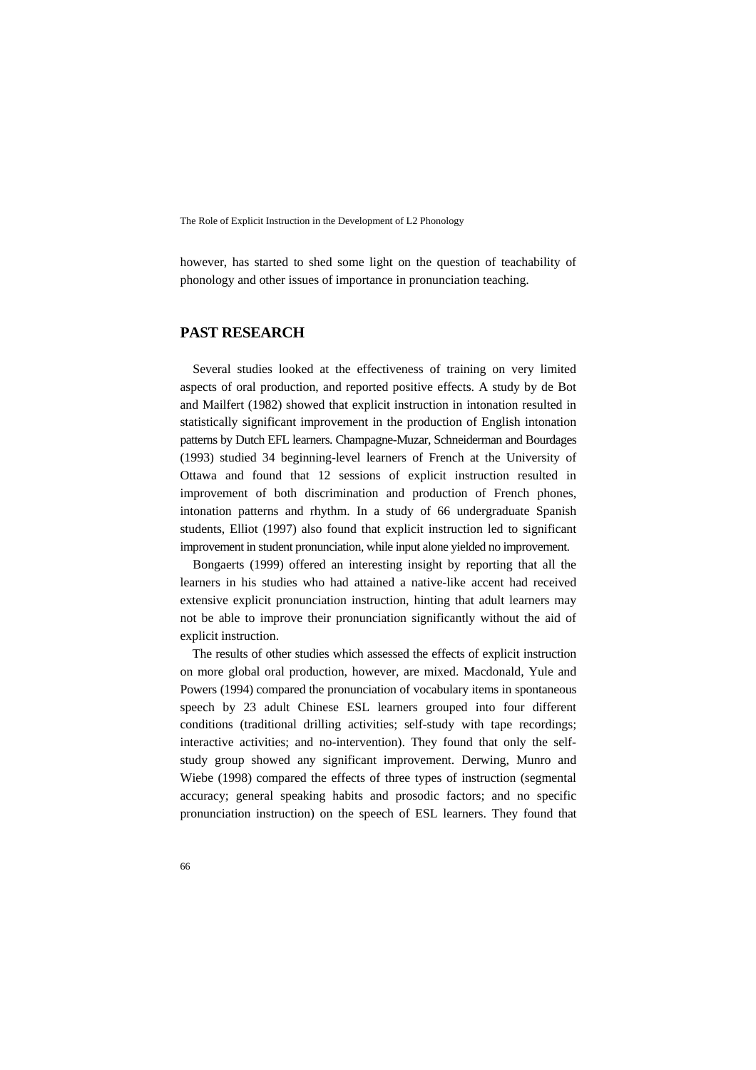however, has started to shed some light on the question of teachability of phonology and other issues of importance in pronunciation teaching.

## PAST RESEARCH

Several studies looked at the effectiveness of training on very limited aspects of oral production, and reported positive effects. A study by de Bot and Mailfert (1982) showed that explicit instruction in intonation resulted in statistically significant improvement in the production of English intonation patterns by Dutch EFL learners. Champagne-Muzar, Schneiderman and Bourdages (1993) studied 34 beginning-level learners of French at the University of Ottawa and found that 12 sessions of explicit instruction resulted in improvement of both discrimination and production of French phones, intonation patterns and rhythm. In a study of 66 undergraduate Spanish students, Elliot (1997) also found that explicit instruction led to significant improvement in student pronunciation, while input alone yielded no improvement.

Bongaerts (1999) offered an interesting insight by reporting that all the learners in his studies who had attained a native-like accent had received extensive explicit pronunciation instruction, hinting that adult learners may not be able to improve their pronunciation significantly without the aid of explicit instruction.

The results of other studies which assessed the effects of explicit instruction on more global oral production, however, are mixed. Macdonald, Yule and Powers (1994) compared the pronunciation of vocabulary items in spontaneous speech by 23 adult Chinese ESL learners grouped into four different conditions (traditional drilling activities; self-study with tape recordings; interactive activities; and no-intervention). They found that only the self-study group showed any significant improvement. Derwing, Munro and Wiebe (1998) compared the effects of three types of instruction (segmental accuracy; general speaking habits and prosodic factors; and no specific pronunciation instruction) on the speech of ESL learners. They found that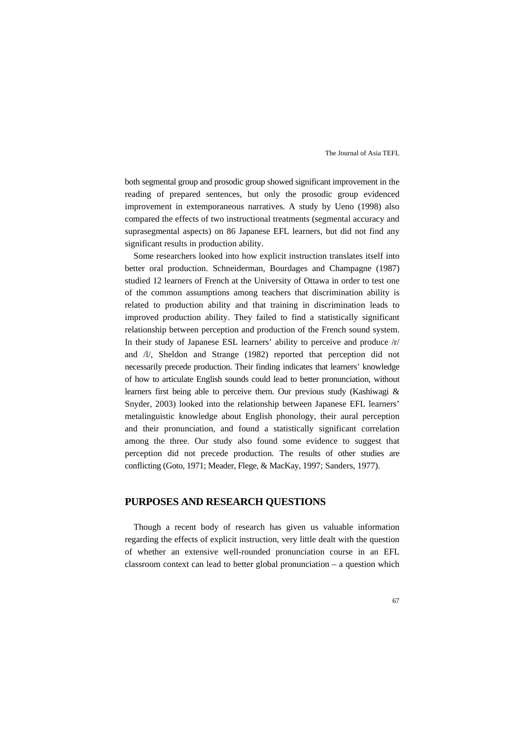both segmental group and prosodic group showed significant improvement in the reading of prepared sentences, but only the prosodic group evidenced improvement in extemporaneous narratives. A study by Ueno (1998) also compared the effects of two instructional treatments (segmental accuracy and suprasegmental aspects) on 86 Japanese EFL learners, but did not find any significant results in production ability.

Some researchers looked into how explicit instruction translates itself into better oral production. Schneiderman, Bourdages and Champagne (1987) studied 12 learners of French at the University of Ottawa in order to test one of the common assumptions among teachers that discrimination ability is related to production ability and that training in discrimination leads to improved production ability. They failed to find a statistically significant relationship between perception and production of the French sound system. In their study of Japanese ESL learners' ability to perceive and produce /r/ and /l/, Sheldon and Strange (1982) reported that perception did not necessarily precede production. Their finding indicates that learners' knowledge of how to articulate English sounds could lead to better pronunciation, without learners first being able to perceive them. Our previous study (Kashiwagi & Snyder, 2003) looked into the relationship between Japanese EFL learners' metalinguistic knowledge about English phonology, their aural perception and their pronunciation, and found a statistically significant correlation among the three. Our study also found some evidence to suggest that perception did not precede production. The results of other studies are conflicting (Goto, 1971; Meader, Flege, & MacKay, 1997; Sanders, 1977).

## PURPOSES AND RESEARCH QUESTIONS

Though a recent body of research has given us valuable information regarding the effects of explicit instruction, very little dealt with the question of whether an extensive well-rounded pronunciation course in an EFL classroom context can lead to better global pronunciation – a question which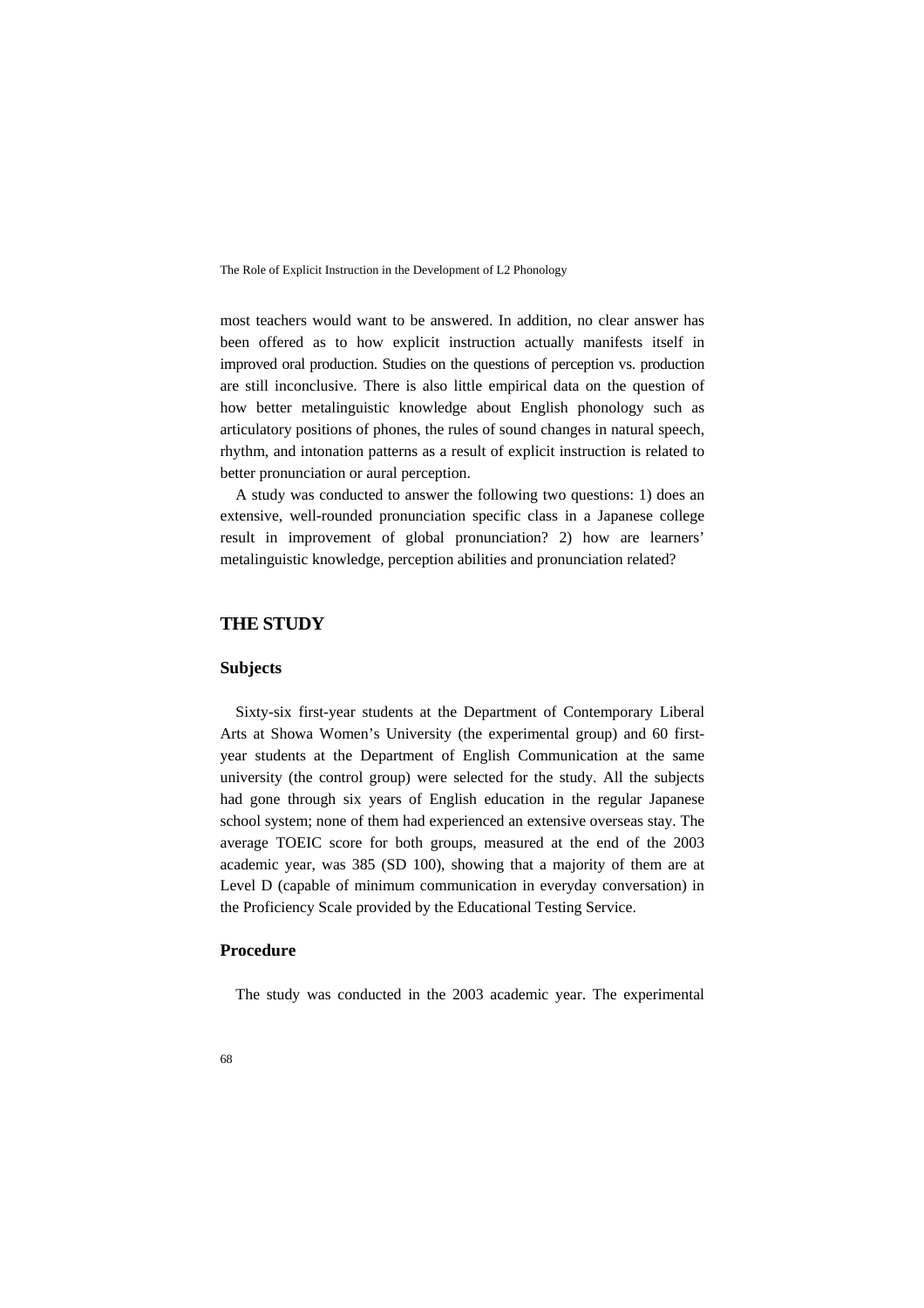most teachers would want to be answered. In addition, no clear answer has been offered as to how explicit instruction actually manifests itself in improved oral production. Studies on the questions of perception vs. production are still inconclusive. There is also little empirical data on the question of how better metalinguistic knowledge about English phonology such as articulatory positions of phones, the rules of sound changes in natural speech, rhythm, and intonation patterns as a result of explicit instruction is related to better pronunciation or aural perception.

A study was conducted to answer the following two questions: 1) does an extensive, well-rounded pronunciation specific class in a Japanese college result in improvement of global pronunciation? 2) how are learners' metalinguistic knowledge, perception abilities and pronunciation related?

## THE STUDY

### Subjects

Sixty-six first-year students at the Department of Contemporary Liberal Arts at Showa Women's University (the experimental group) and 60 first-year students at the Department of English Communication at the same university (the control group) were selected for the study. All the subjects had gone through six years of English education in the regular Japanese school system; none of them had experienced an extensive overseas stay. The average TOEIC score for both groups, measured at the end of the 2003 academic year, was 385 (SD 100), showing that a majority of them are at Level D (capable of minimum communication in everyday conversation) in the Proficiency Scale provided by the Educational Testing Service.

### Procedure

The study was conducted in the 2003 academic year. The experimental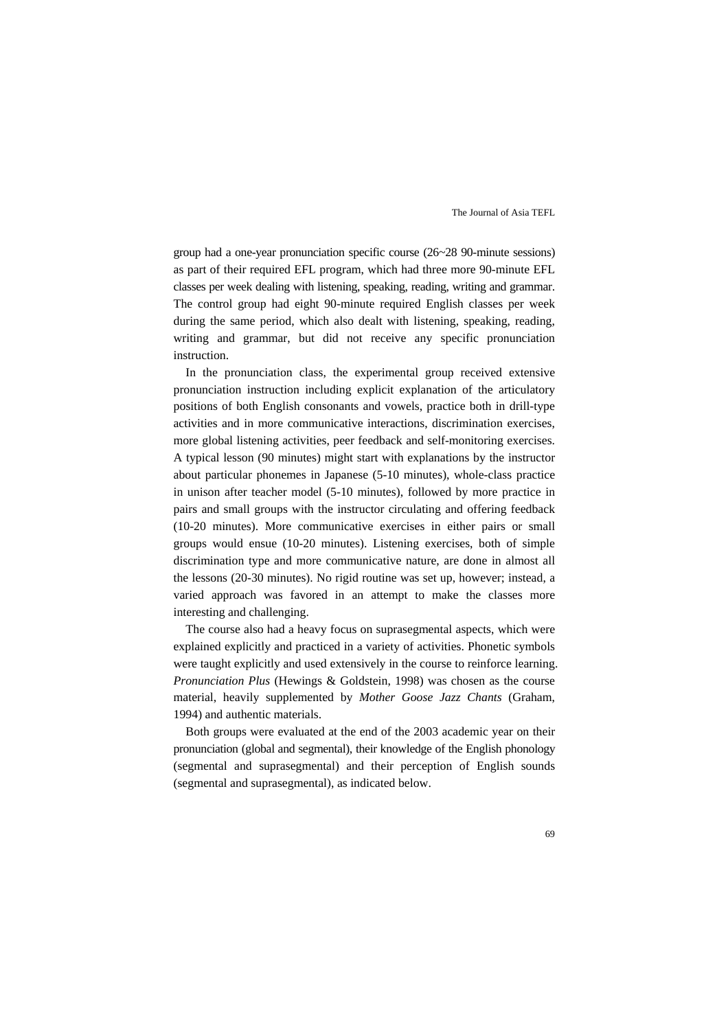group had a one-year pronunciation specific course (26~28 90-minute sessions) as part of their required EFL program, which had three more 90-minute EFL classes per week dealing with listening, speaking, reading, writing and grammar. The control group had eight 90-minute required English classes per week during the same period, which also dealt with listening, speaking, reading, writing and grammar, but did not receive any specific pronunciation instruction.

In the pronunciation class, the experimental group received extensive pronunciation instruction including explicit explanation of the articulatory positions of both English consonants and vowels, practice both in drill-type activities and in more communicative interactions, discrimination exercises, more global listening activities, peer feedback and self-monitoring exercises. A typical lesson (90 minutes) might start with explanations by the instructor about particular phonemes in Japanese (5-10 minutes), whole-class practice in unison after teacher model (5-10 minutes), followed by more practice in pairs and small groups with the instructor circulating and offering feedback (10-20 minutes). More communicative exercises in either pairs or small groups would ensue (10-20 minutes). Listening exercises, both of simple discrimination type and more communicative nature, are done in almost all the lessons (20-30 minutes). No rigid routine was set up, however; instead, a varied approach was favored in an attempt to make the classes more interesting and challenging.

The course also had a heavy focus on suprasegmental aspects, which were explained explicitly and practiced in a variety of activities. Phonetic symbols were taught explicitly and used extensively in the course to reinforce learning. *Pronunciation Plus* (Hewings & Goldstein, 1998) was chosen as the course material, heavily supplemented by *Mother Goose Jazz Chants* (Graham, 1994) and authentic materials.

Both groups were evaluated at the end of the 2003 academic year on their pronunciation (global and segmental), their knowledge of the English phonology (segmental and suprasegmental) and their perception of English sounds (segmental and suprasegmental), as indicated below.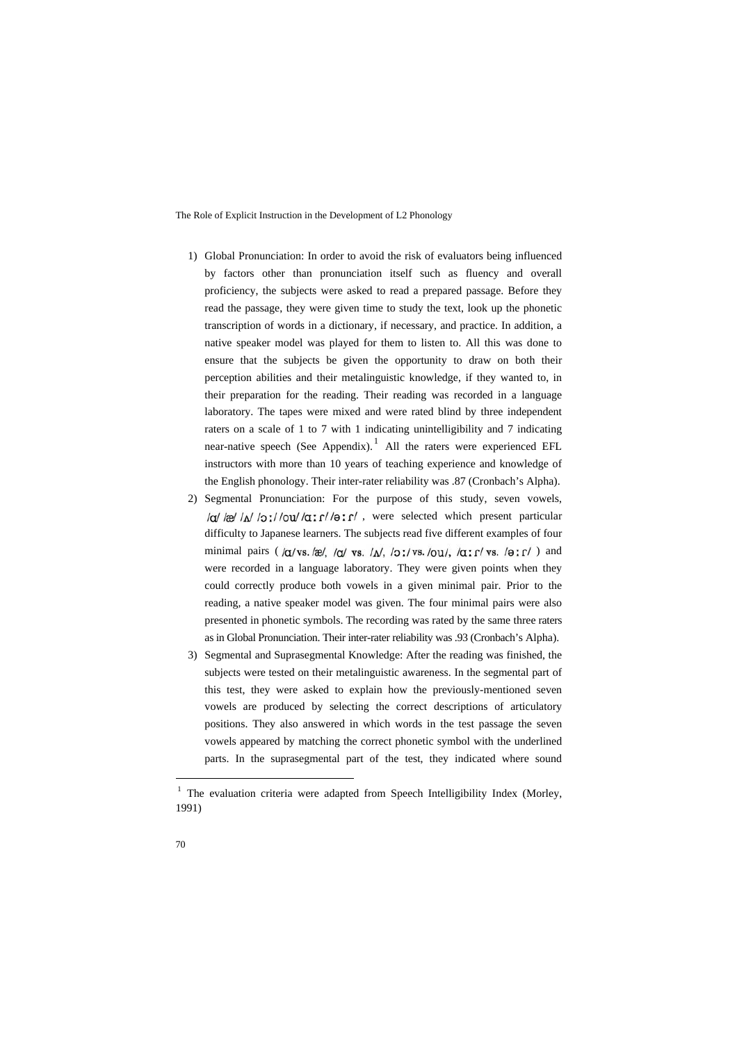1) Global Pronunciation: In order to avoid the risk of evaluators being influenced by factors other than pronunciation itself such as fluency and overall proficiency, the subjects were asked to read a prepared passage. Before they read the passage, they were given time to study the text, look up the phonetic transcription of words in a dictionary, if necessary, and practice. In addition, a native speaker model was played for them to listen to. All this was done to ensure that the subjects be given the opportunity to draw on both their perception abilities and their metalinguistic knowledge, if they wanted to, in their preparation for the reading. Their reading was recorded in a language laboratory. The tapes were mixed and were rated blind by three independent raters on a scale of 1 to 7 with 1 indicating unintelligibility and 7 indicating near-native speech (See Appendix).[1] All the raters were experienced EFL instructors with more than 10 years of teaching experience and knowledge of the English phonology. Their inter-rater reliability was .87 (Cronbach's Alpha).

2) Segmental Pronunciation: For the purpose of this study, seven vowels, /ɑ/ /æ/ /ʌ/ /ɔ:/ /oʊ/ /ɑ:r/ /ə:r/ , were selected which present particular difficulty to Japanese learners. The subjects read five different examples of four minimal pairs ( /ɑ/ vs. /æ/, /ɑ/ vs. /ʌ/, /ɔ:/ vs. /oʊ/, /ɑ:r/ vs. /ə:r/ ) and were recorded in a language laboratory. They were given points when they could correctly produce both vowels in a given minimal pair. Prior to the reading, a native speaker model was given. The four minimal pairs were also presented in phonetic symbols. The recording was rated by the same three raters as in Global Pronunciation. Their inter-rater reliability was .93 (Cronbach's Alpha).

3) Segmental and Suprasegmental Knowledge: After the reading was finished, the subjects were tested on their metalinguistic awareness. In the segmental part of this test, they were asked to explain how the previously-mentioned seven vowels are produced by selecting the correct descriptions of articulatory positions. They also answered in which words in the test passage the seven vowels appeared by matching the correct phonetic symbol with the underlined parts. In the suprasegmental part of the test, they indicated where sound

---

[1] The evaluation criteria were adapted from Speech Intelligibility Index (Morley, 1991)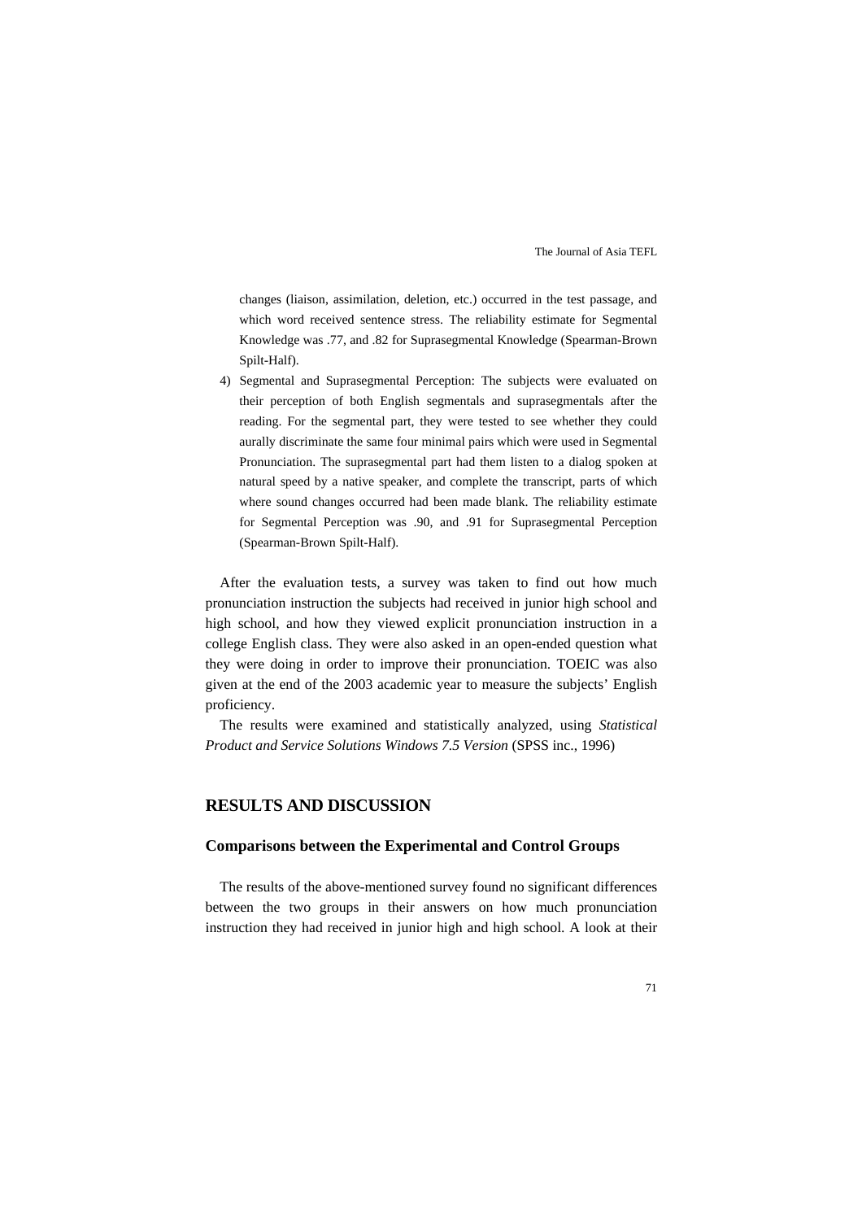changes (liaison, assimilation, deletion, etc.) occurred in the test passage, and which word received sentence stress. The reliability estimate for Segmental Knowledge was .77, and .82 for Suprasegmental Knowledge (Spearman-Brown Spilt-Half).

4) Segmental and Suprasegmental Perception: The subjects were evaluated on their perception of both English segmentals and suprasegmentals after the reading. For the segmental part, they were tested to see whether they could aurally discriminate the same four minimal pairs which were used in Segmental Pronunciation. The suprasegmental part had them listen to a dialog spoken at natural speed by a native speaker, and complete the transcript, parts of which where sound changes occurred had been made blank. The reliability estimate for Segmental Perception was .90, and .91 for Suprasegmental Perception (Spearman-Brown Spilt-Half).

After the evaluation tests, a survey was taken to find out how much pronunciation instruction the subjects had received in junior high school and high school, and how they viewed explicit pronunciation instruction in a college English class. They were also asked in an open-ended question what they were doing in order to improve their pronunciation. TOEIC was also given at the end of the 2003 academic year to measure the subjects' English proficiency.

The results were examined and statistically analyzed, using *Statistical Product and Service Solutions Windows 7.5 Version* (SPSS inc., 1996)

## RESULTS AND DISCUSSION

### Comparisons between the Experimental and Control Groups

The results of the above-mentioned survey found no significant differences between the two groups in their answers on how much pronunciation instruction they had received in junior high and high school. A look at their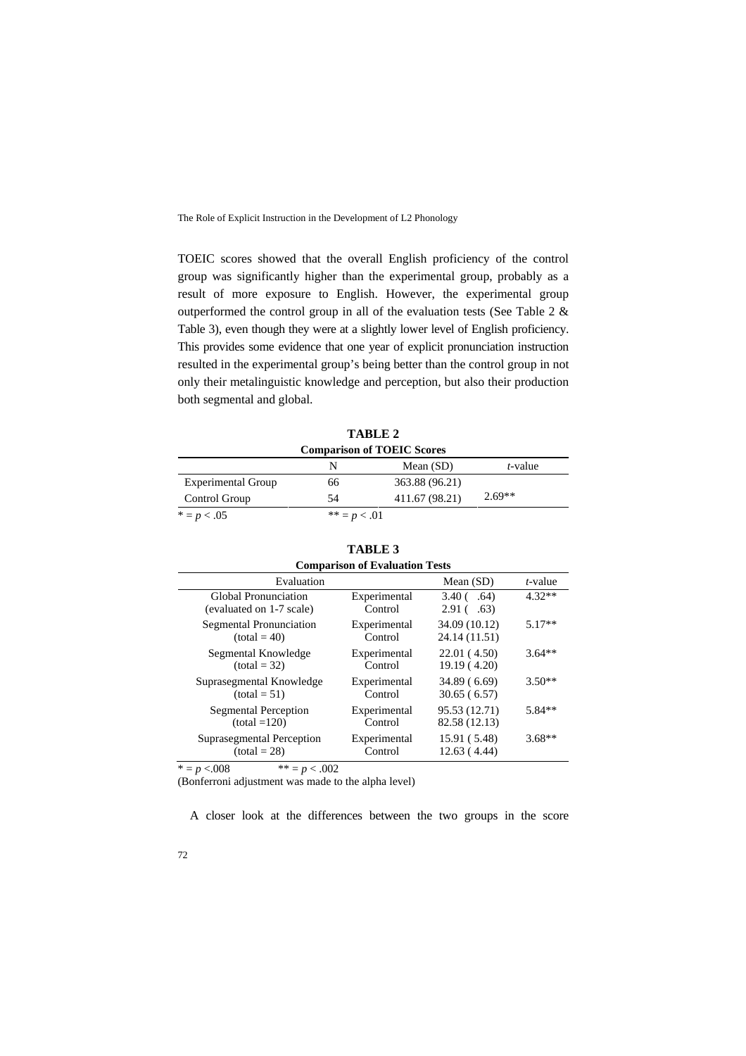TOEIC scores showed that the overall English proficiency of the control group was significantly higher than the experimental group, probably as a result of more exposure to English. However, the experimental group outperformed the control group in all of the evaluation tests (See Table 2 & Table 3), even though they were at a slightly lower level of English proficiency. This provides some evidence that one year of explicit pronunciation instruction resulted in the experimental group's being better than the control group in not only their metalinguistic knowledge and perception, but also their production both segmental and global.

**TABLE 2**
**Comparison of TOEIC Scores**

| | N | Mean (SD) | *t*-value |
|---|---|---|---|
| Experimental Group | 66 | 363.88 (96.21) | |
| Control Group | 54 | 411.67 (98.21) | 2.69** |

* = $p < .05$ ** = $p < .01$

**TABLE 3**
**Comparison of Evaluation Tests**

| Evaluation | | Mean (SD) | *t*-value |
|---|---|---|---|
| Global Pronunciation (evaluated on 1-7 scale) | Experimental | 3.40 ( .64) | 4.32** |
| | Control | 2.91 ( .63) | |
| Segmental Pronunciation (total = 40) | Experimental | 34.09 (10.12) | 5.17** |
| | Control | 24.14 (11.51) | |
| Segmental Knowledge (total = 32) | Experimental | 22.01 ( 4.50) | 3.64** |
| | Control | 19.19 ( 4.20) | |
| Suprasegmental Knowledge (total = 51) | Experimental | 34.89 ( 6.69) | 3.50** |
| | Control | 30.65 ( 6.57) | |
| Segmental Perception (total =120) | Experimental | 95.53 (12.71) | 5.84** |
| | Control | 82.58 (12.13) | |
| Suprasegmental Perception (total = 28) | Experimental | 15.91 ( 5.48) | 3.68** |
| | Control | 12.63 ( 4.44) | |

* = $p < .008$ ** = $p < .002$
(Bonferroni adjustment was made to the alpha level)

A closer look at the differences between the two groups in the score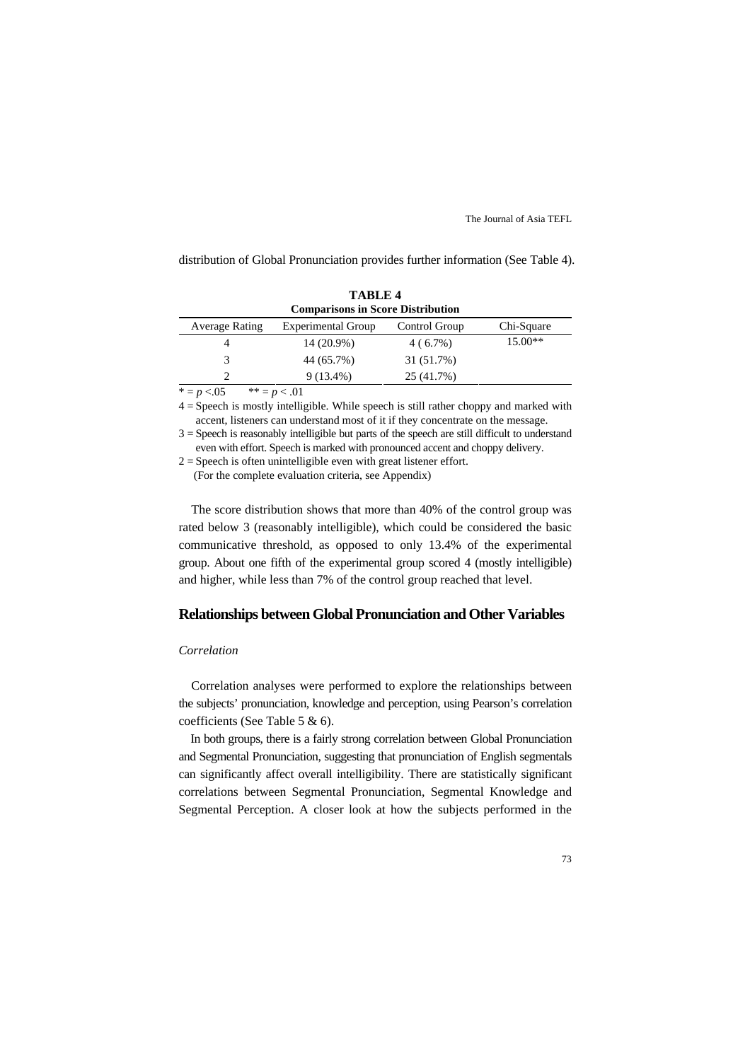distribution of Global Pronunciation provides further information (See Table 4).

**TABLE 4**
**Comparisons in Score Distribution**

| Average Rating | Experimental Group | Control Group | Chi-Square |
|---|---|---|---|
| 4 | 14 (20.9%) | 4 ( 6.7%) | 15.00** |
| 3 | 44 (65.7%) | 31 (51.7%) | |
| 2 | 9 (13.4%) | 25 (41.7%) | |

* = $p$ <.05 ** = $p$ < .01

4 = Speech is mostly intelligible. While speech is still rather choppy and marked with accent, listeners can understand most of it if they concentrate on the message.

3 = Speech is reasonably intelligible but parts of the speech are still difficult to understand even with effort. Speech is marked with pronounced accent and choppy delivery.

2 = Speech is often unintelligible even with great listener effort.

(For the complete evaluation criteria, see Appendix)

The score distribution shows that more than 40% of the control group was rated below 3 (reasonably intelligible), which could be considered the basic communicative threshold, as opposed to only 13.4% of the experimental group. About one fifth of the experimental group scored 4 (mostly intelligible) and higher, while less than 7% of the control group reached that level.

## Relationships between Global Pronunciation and Other Variables

*Correlation*

Correlation analyses were performed to explore the relationships between the subjects' pronunciation, knowledge and perception, using Pearson's correlation coefficients (See Table 5 & 6).

In both groups, there is a fairly strong correlation between Global Pronunciation and Segmental Pronunciation, suggesting that pronunciation of English segmentals can significantly affect overall intelligibility. There are statistically significant correlations between Segmental Pronunciation, Segmental Knowledge and Segmental Perception. A closer look at how the subjects performed in the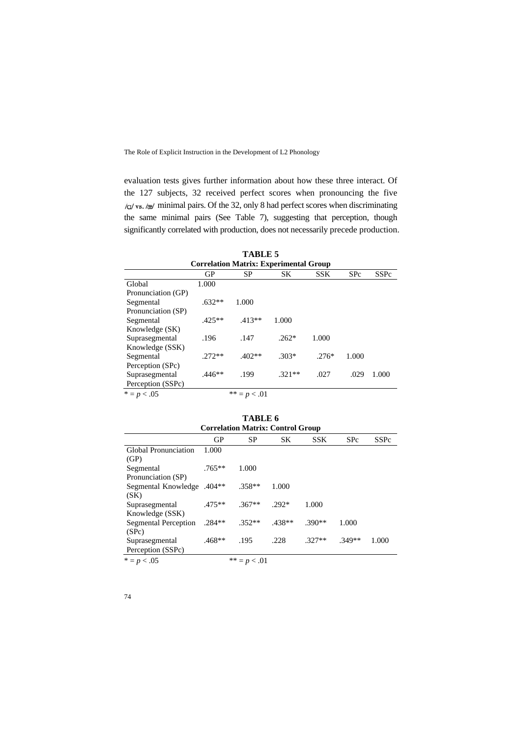evaluation tests gives further information about how these three interact. Of the 127 subjects, 32 received perfect scores when pronouncing the five /ɑ/ vs. /æ/ minimal pairs. Of the 32, only 8 had perfect scores when discriminating the same minimal pairs (See Table 7), suggesting that perception, though significantly correlated with production, does not necessarily precede production.

**TABLE 5**
**Correlation Matrix: Experimental Group**

| | GP | SP | SK | SSK | SPc | SSPc |
|---|---|---|---|---|---|---|
| Global Pronunciation (GP) | 1.000 | | | | | |
| Segmental Pronunciation (SP) | .632** | 1.000 | | | | |
| Segmental Knowledge (SK) | .425** | .413** | 1.000 | | | |
| Suprasegmental Knowledge (SSK) | .196 | .147 | .262* | 1.000 | | |
| Segmental Perception (SPc) | .272** | .402** | .303* | .276* | 1.000 | |
| Suprasegmental Perception (SSPc) | .446** | .199 | .321** | .027 | .029 | 1.000 |

* = $p < .05$ ** = $p < .01$

**TABLE 6**
**Correlation Matrix: Control Group**

| | GP | SP | SK | SSK | SPc | SSPc |
|---|---|---|---|---|---|---|
| Global Pronunciation (GP) | 1.000 | | | | | |
| Segmental Pronunciation (SP) | .765** | 1.000 | | | | |
| Segmental Knowledge (SK) | .404** | .358** | 1.000 | | | |
| Suprasegmental Knowledge (SSK) | .475** | .367** | .292* | 1.000 | | |
| Segmental Perception (SPc) | .284** | .352** | .438** | .390** | 1.000 | |
| Suprasegmental Perception (SSPc) | .468** | .195 | .228 | .327** | .349** | 1.000 |

* = $p < .05$ ** = $p < .01$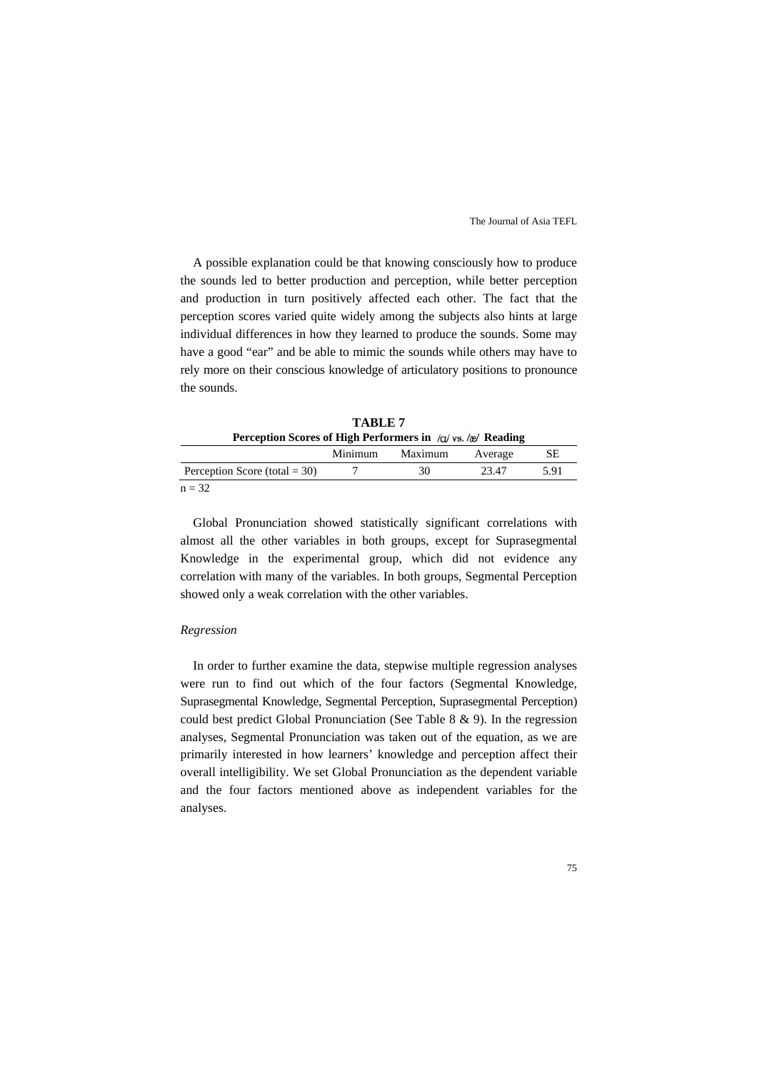A possible explanation could be that knowing consciously how to produce the sounds led to better production and perception, while better perception and production in turn positively affected each other. The fact that the perception scores varied quite widely among the subjects also hints at large individual differences in how they learned to produce the sounds. Some may have a good "ear" and be able to mimic the sounds while others may have to rely more on their conscious knowledge of articulatory positions to pronounce the sounds.

**TABLE 7**
**Perception Scores of High Performers in /ɑ/ vs. /æ/ Reading**

| | Minimum | Maximum | Average | SE |
|---|---|---|---|---|
| Perception Score (total = 30) | 7 | 30 | 23.47 | 5.91 |

n = 32

Global Pronunciation showed statistically significant correlations with almost all the other variables in both groups, except for Suprasegmental Knowledge in the experimental group, which did not evidence any correlation with many of the variables. In both groups, Segmental Perception showed only a weak correlation with the other variables.

*Regression*

In order to further examine the data, stepwise multiple regression analyses were run to find out which of the four factors (Segmental Knowledge, Suprasegmental Knowledge, Segmental Perception, Suprasegmental Perception) could best predict Global Pronunciation (See Table 8 & 9). In the regression analyses, Segmental Pronunciation was taken out of the equation, as we are primarily interested in how learners' knowledge and perception affect their overall intelligibility. We set Global Pronunciation as the dependent variable and the four factors mentioned above as independent variables for the analyses.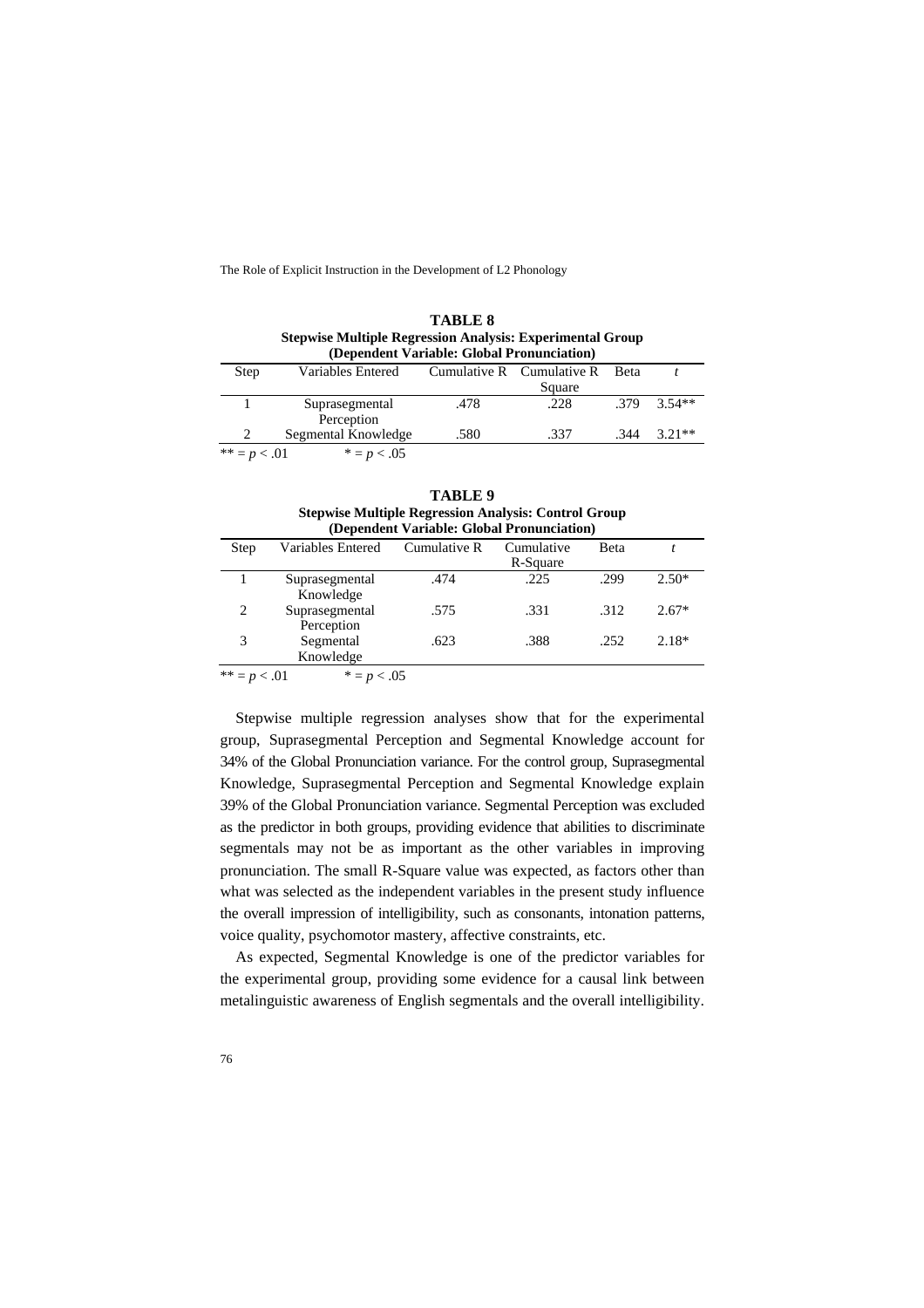**TABLE 8**
**Stepwise Multiple Regression Analysis: Experimental Group**
**(Dependent Variable: Global Pronunciation)**

| Step | Variables Entered | Cumulative R | Cumulative R Square | Beta | *t* |
|---|---|---|---|---|---|
| 1 | Suprasegmental Perception | .478 | .228 | .379 | 3.54** |
| 2 | Segmental Knowledge | .580 | .337 | .344 | 3.21** |

** = $p < .01$ &nbsp;&nbsp;&nbsp;&nbsp; * = $p < .05$

**TABLE 9**
**Stepwise Multiple Regression Analysis: Control Group**
**(Dependent Variable: Global Pronunciation)**

| Step | Variables Entered | Cumulative R | Cumulative R-Square | Beta | *t* |
|---|---|---|---|---|---|
| 1 | Suprasegmental Knowledge | .474 | .225 | .299 | 2.50* |
| 2 | Suprasegmental Perception | .575 | .331 | .312 | 2.67* |
| 3 | Segmental Knowledge | .623 | .388 | .252 | 2.18* |

** = $p < .01$ &nbsp;&nbsp;&nbsp;&nbsp; * = $p < .05$

Stepwise multiple regression analyses show that for the experimental group, Suprasegmental Perception and Segmental Knowledge account for 34% of the Global Pronunciation variance. For the control group, Suprasegmental Knowledge, Suprasegmental Perception and Segmental Knowledge explain 39% of the Global Pronunciation variance. Segmental Perception was excluded as the predictor in both groups, providing evidence that abilities to discriminate segmentals may not be as important as the other variables in improving pronunciation. The small R-Square value was expected, as factors other than what was selected as the independent variables in the present study influence the overall impression of intelligibility, such as consonants, intonation patterns, voice quality, psychomotor mastery, affective constraints, etc.

As expected, Segmental Knowledge is one of the predictor variables for the experimental group, providing some evidence for a causal link between metalinguistic awareness of English segmentals and the overall intelligibility.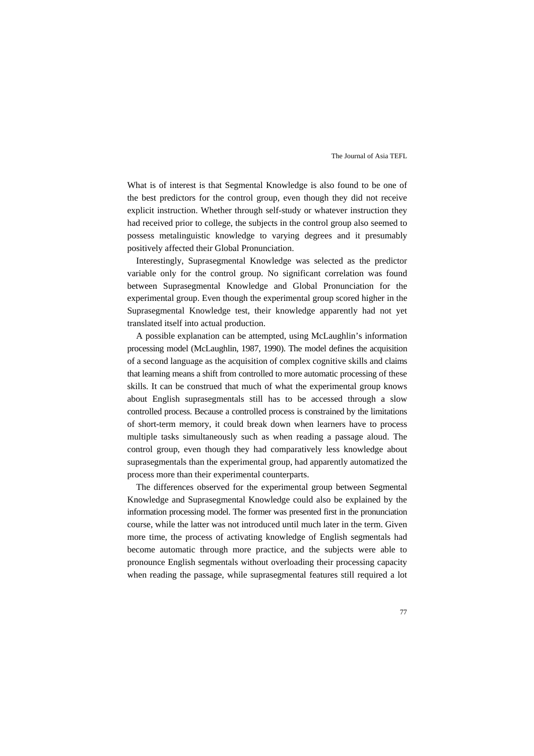What is of interest is that Segmental Knowledge is also found to be one of the best predictors for the control group, even though they did not receive explicit instruction. Whether through self-study or whatever instruction they had received prior to college, the subjects in the control group also seemed to possess metalinguistic knowledge to varying degrees and it presumably positively affected their Global Pronunciation.

Interestingly, Suprasegmental Knowledge was selected as the predictor variable only for the control group. No significant correlation was found between Suprasegmental Knowledge and Global Pronunciation for the experimental group. Even though the experimental group scored higher in the Suprasegmental Knowledge test, their knowledge apparently had not yet translated itself into actual production.

A possible explanation can be attempted, using McLaughlin's information processing model (McLaughlin, 1987, 1990). The model defines the acquisition of a second language as the acquisition of complex cognitive skills and claims that learning means a shift from controlled to more automatic processing of these skills. It can be construed that much of what the experimental group knows about English suprasegmentals still has to be accessed through a slow controlled process. Because a controlled process is constrained by the limitations of short-term memory, it could break down when learners have to process multiple tasks simultaneously such as when reading a passage aloud. The control group, even though they had comparatively less knowledge about suprasegmentals than the experimental group, had apparently automatized the process more than their experimental counterparts.

The differences observed for the experimental group between Segmental Knowledge and Suprasegmental Knowledge could also be explained by the information processing model. The former was presented first in the pronunciation course, while the latter was not introduced until much later in the term. Given more time, the process of activating knowledge of English segmentals had become automatic through more practice, and the subjects were able to pronounce English segmentals without overloading their processing capacity when reading the passage, while suprasegmental features still required a lot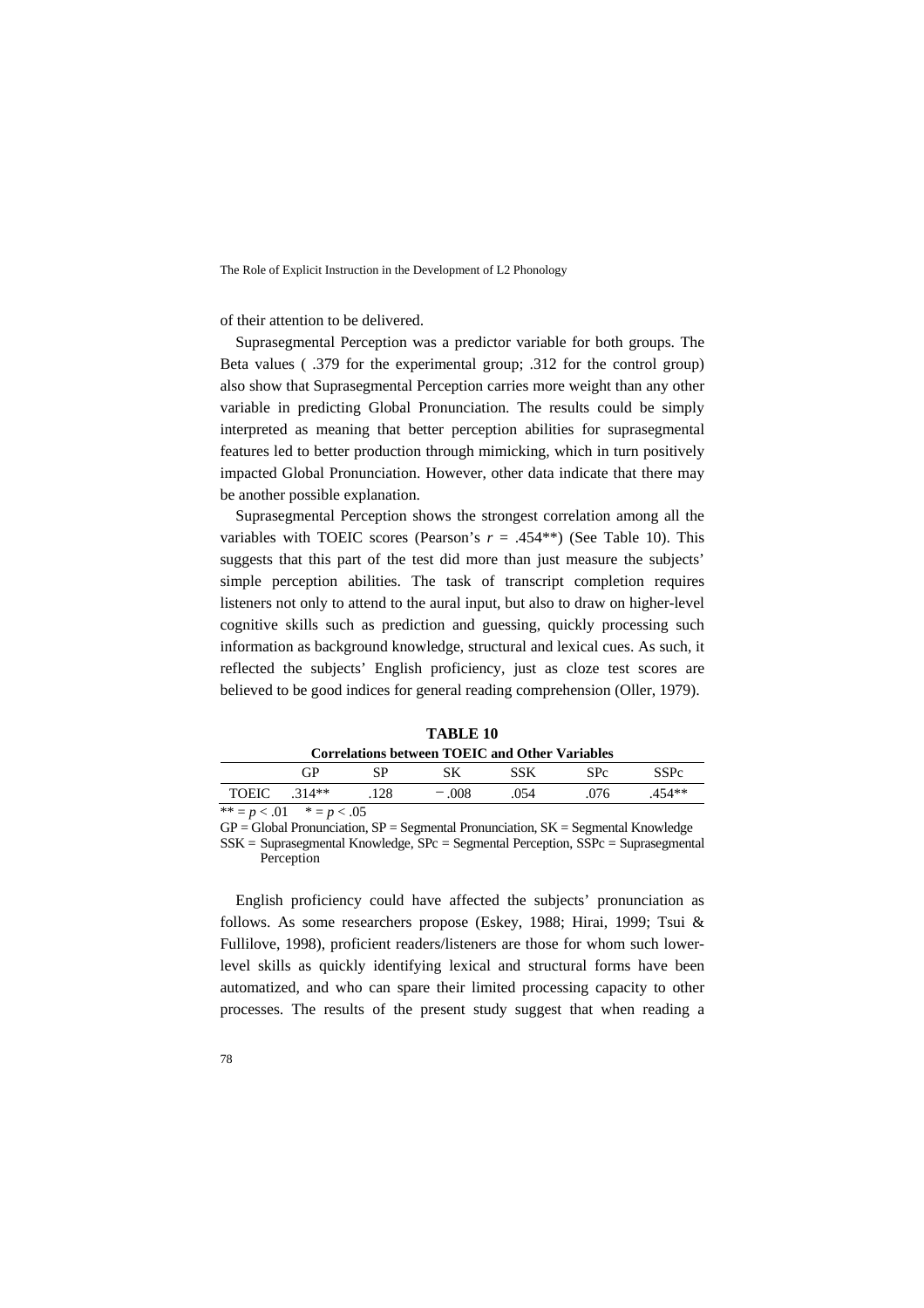of their attention to be delivered.

Suprasegmental Perception was a predictor variable for both groups. The Beta values ( .379 for the experimental group; .312 for the control group) also show that Suprasegmental Perception carries more weight than any other variable in predicting Global Pronunciation. The results could be simply interpreted as meaning that better perception abilities for suprasegmental features led to better production through mimicking, which in turn positively impacted Global Pronunciation. However, other data indicate that there may be another possible explanation.

Suprasegmental Perception shows the strongest correlation among all the variables with TOEIC scores (Pearson's $r$ = .454**) (See Table 10). This suggests that this part of the test did more than just measure the subjects' simple perception abilities. The task of transcript completion requires listeners not only to attend to the aural input, but also to draw on higher-level cognitive skills such as prediction and guessing, quickly processing such information as background knowledge, structural and lexical cues. As such, it reflected the subjects' English proficiency, just as cloze test scores are believed to be good indices for general reading comprehension (Oller, 1979).

**TABLE 10**

**Correlations between TOEIC and Other Variables**

| | GP | SP | SK | SSK | SPc | SSPc |
|---|---|---|---|---|---|---|
| TOEIC | .314** | .128 | − .008 | .054 | .076 | .454** |

** = $p < .01$  * = $p < .05$

GP = Global Pronunciation, SP = Segmental Pronunciation, SK = Segmental Knowledge
SSK = Suprasegmental Knowledge, SPc = Segmental Perception, SSPc = Suprasegmental Perception

English proficiency could have affected the subjects' pronunciation as follows. As some researchers propose (Eskey, 1988; Hirai, 1999; Tsui & Fullilove, 1998), proficient readers/listeners are those for whom such lower-level skills as quickly identifying lexical and structural forms have been automatized, and who can spare their limited processing capacity to other processes. The results of the present study suggest that when reading a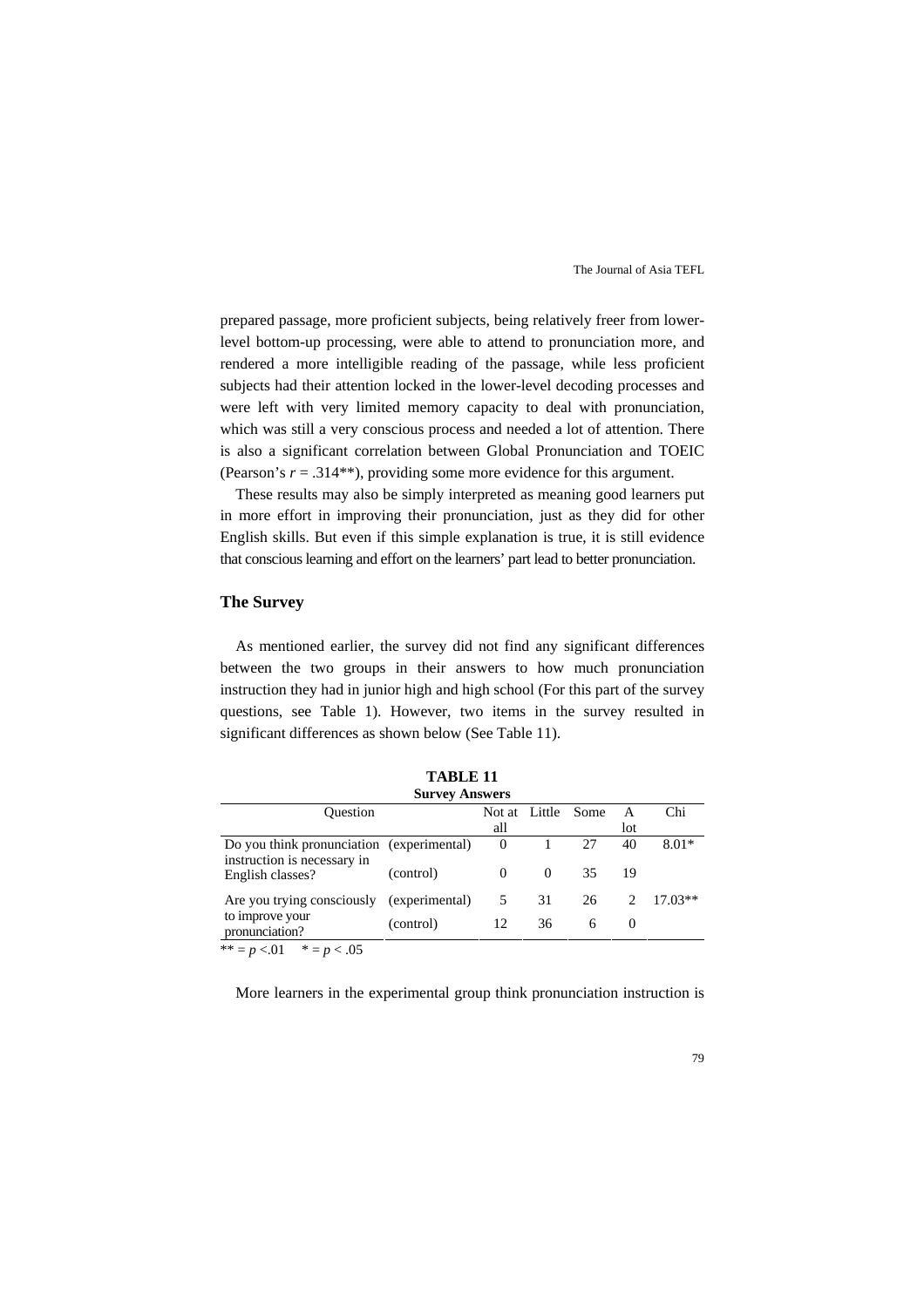prepared passage, more proficient subjects, being relatively freer from lower-level bottom-up processing, were able to attend to pronunciation more, and rendered a more intelligible reading of the passage, while less proficient subjects had their attention locked in the lower-level decoding processes and were left with very limited memory capacity to deal with pronunciation, which was still a very conscious process and needed a lot of attention. There is also a significant correlation between Global Pronunciation and TOEIC (Pearson's $r = .314^{**}$), providing some more evidence for this argument.

These results may also be simply interpreted as meaning good learners put in more effort in improving their pronunciation, just as they did for other English skills. But even if this simple explanation is true, it is still evidence that conscious learning and effort on the learners' part lead to better pronunciation.

## The Survey

As mentioned earlier, the survey did not find any significant differences between the two groups in their answers to how much pronunciation instruction they had in junior high and high school (For this part of the survey questions, see Table 1). However, two items in the survey resulted in significant differences as shown below (See Table 11).

**TABLE 11**
**Survey Answers**

| Question | | Not at all | Little | Some | A lot | Chi |
|---|---|---|---|---|---|---|
| Do you think pronunciation instruction is necessary in English classes? | (experimental) | 0 | 1 | 27 | 40 | 8.01* |
| | (control) | 0 | 0 | 35 | 19 | |
| Are you trying consciously to improve your pronunciation? | (experimental) | 5 | 31 | 26 | 2 | 17.03** |
| | (control) | 12 | 36 | 6 | 0 | |

** = $p < .01$ &nbsp;&nbsp; * = $p < .05$

More learners in the experimental group think pronunciation instruction is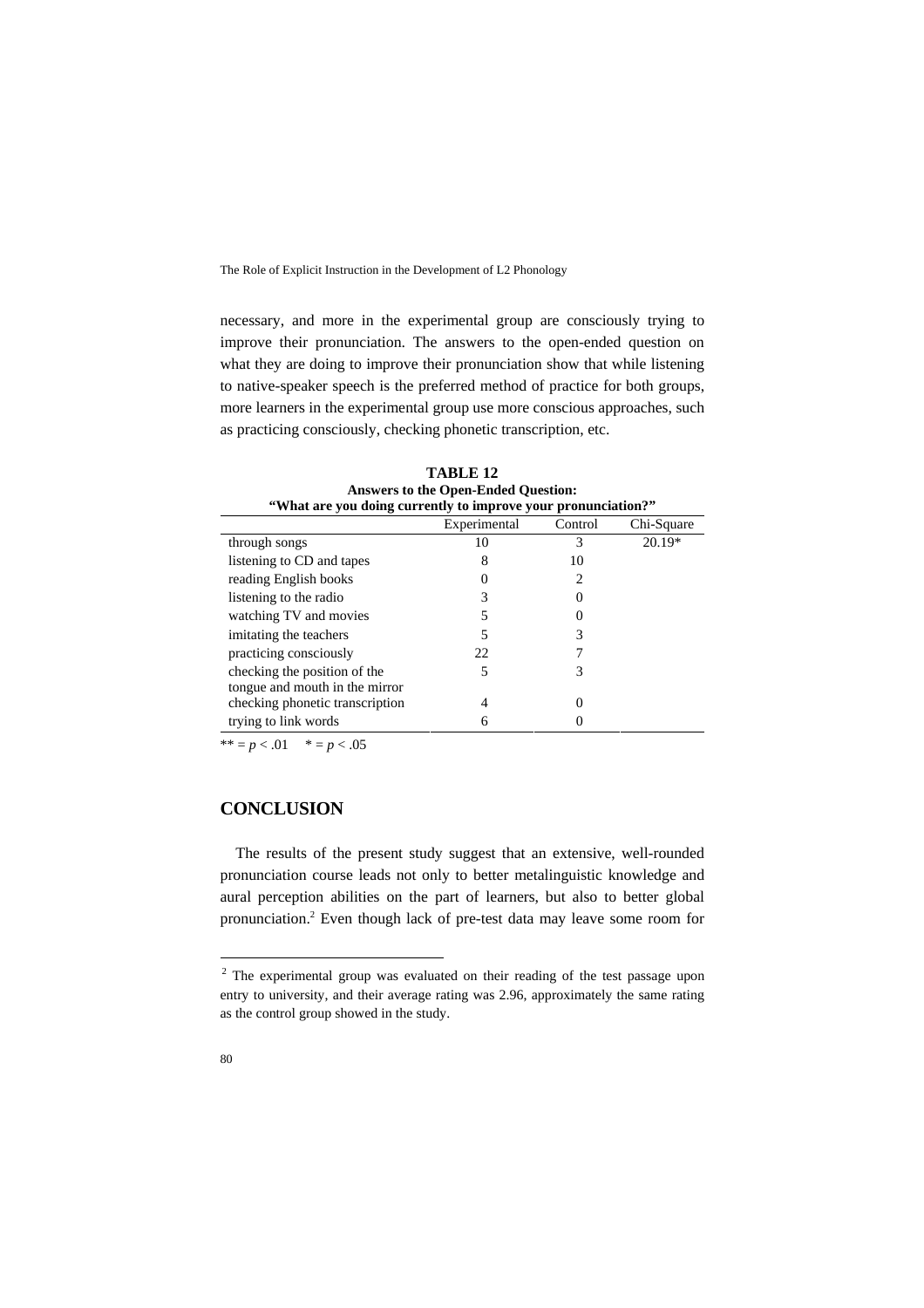necessary, and more in the experimental group are consciously trying to improve their pronunciation. The answers to the open-ended question on what they are doing to improve their pronunciation show that while listening to native-speaker speech is the preferred method of practice for both groups, more learners in the experimental group use more conscious approaches, such as practicing consciously, checking phonetic transcription, etc.

**TABLE 12**
**Answers to the Open-Ended Question:**
**"What are you doing currently to improve your pronunciation?"**

| | Experimental | Control | Chi-Square |
|---|---|---|---|
| through songs | 10 | 3 | 20.19* |
| listening to CD and tapes | 8 | 10 | |
| reading English books | 0 | 2 | |
| listening to the radio | 3 | 0 | |
| watching TV and movies | 5 | 0 | |
| imitating the teachers | 5 | 3 | |
| practicing consciously | 22 | 7 | |
| checking the position of the tongue and mouth in the mirror | 5 | 3 | |
| checking phonetic transcription | 4 | 0 | |
| trying to link words | 6 | 0 | |

** = $p < .01$ &nbsp;&nbsp; * = $p < .05$

## CONCLUSION

The results of the present study suggest that an extensive, well-rounded pronunciation course leads not only to better metalinguistic knowledge and aural perception abilities on the part of learners, but also to better global pronunciation.[2] Even though lack of pre-test data may leave some room for

[2] The experimental group was evaluated on their reading of the test passage upon entry to university, and their average rating was 2.96, approximately the same rating as the control group showed in the study.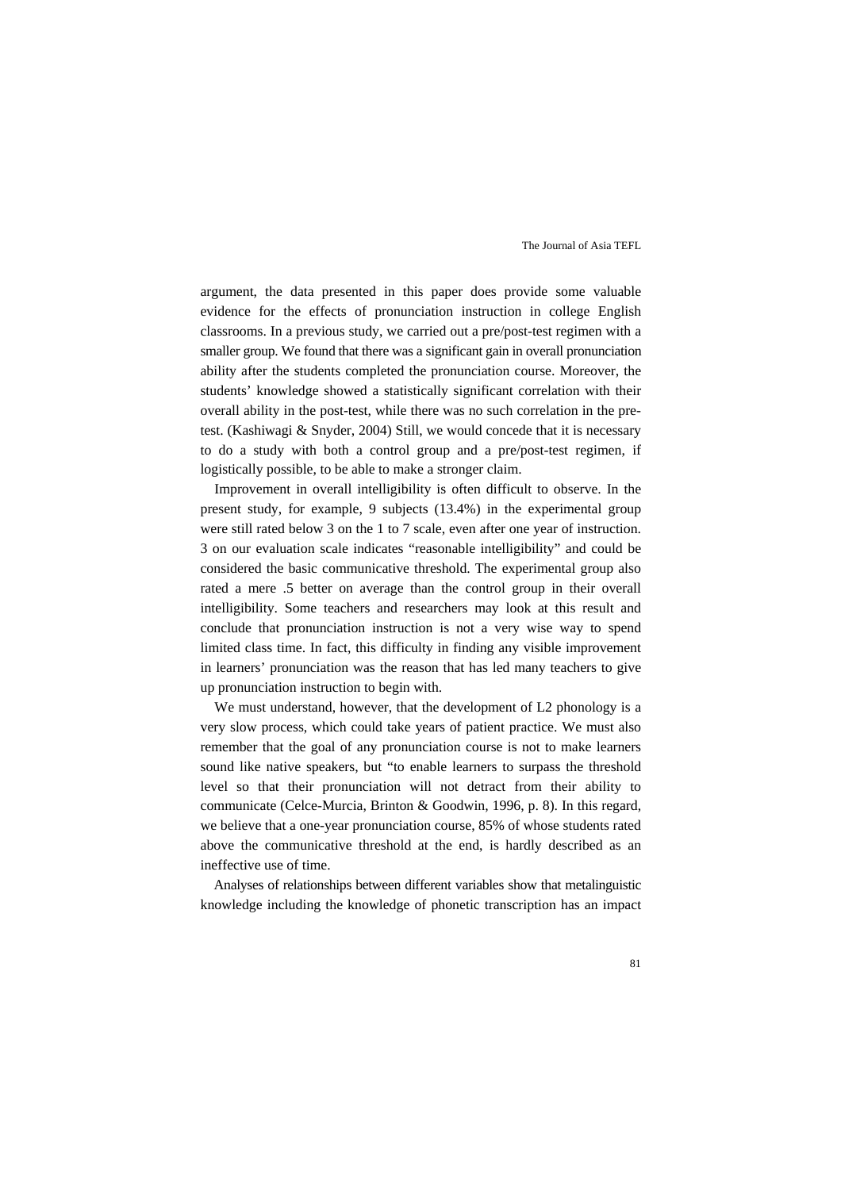argument, the data presented in this paper does provide some valuable evidence for the effects of pronunciation instruction in college English classrooms. In a previous study, we carried out a pre/post-test regimen with a smaller group. We found that there was a significant gain in overall pronunciation ability after the students completed the pronunciation course. Moreover, the students' knowledge showed a statistically significant correlation with their overall ability in the post-test, while there was no such correlation in the pre-test. (Kashiwagi & Snyder, 2004) Still, we would concede that it is necessary to do a study with both a control group and a pre/post-test regimen, if logistically possible, to be able to make a stronger claim.

Improvement in overall intelligibility is often difficult to observe. In the present study, for example, 9 subjects (13.4%) in the experimental group were still rated below 3 on the 1 to 7 scale, even after one year of instruction. 3 on our evaluation scale indicates "reasonable intelligibility" and could be considered the basic communicative threshold. The experimental group also rated a mere .5 better on average than the control group in their overall intelligibility. Some teachers and researchers may look at this result and conclude that pronunciation instruction is not a very wise way to spend limited class time. In fact, this difficulty in finding any visible improvement in learners' pronunciation was the reason that has led many teachers to give up pronunciation instruction to begin with.

We must understand, however, that the development of L2 phonology is a very slow process, which could take years of patient practice. We must also remember that the goal of any pronunciation course is not to make learners sound like native speakers, but "to enable learners to surpass the threshold level so that their pronunciation will not detract from their ability to communicate (Celce-Murcia, Brinton & Goodwin, 1996, p. 8). In this regard, we believe that a one-year pronunciation course, 85% of whose students rated above the communicative threshold at the end, is hardly described as an ineffective use of time.

Analyses of relationships between different variables show that metalinguistic knowledge including the knowledge of phonetic transcription has an impact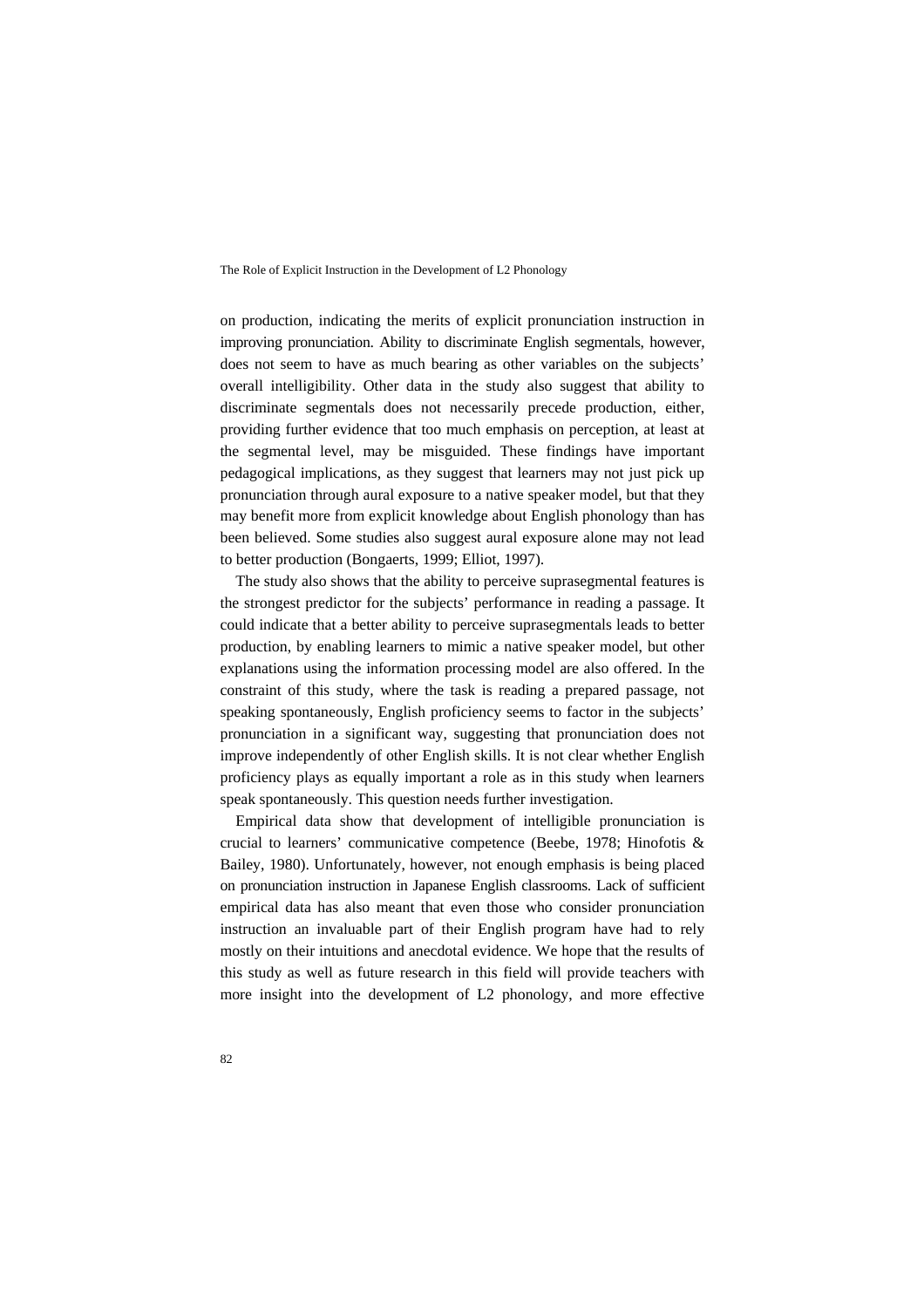on production, indicating the merits of explicit pronunciation instruction in improving pronunciation. Ability to discriminate English segmentals, however, does not seem to have as much bearing as other variables on the subjects' overall intelligibility. Other data in the study also suggest that ability to discriminate segmentals does not necessarily precede production, either, providing further evidence that too much emphasis on perception, at least at the segmental level, may be misguided. These findings have important pedagogical implications, as they suggest that learners may not just pick up pronunciation through aural exposure to a native speaker model, but that they may benefit more from explicit knowledge about English phonology than has been believed. Some studies also suggest aural exposure alone may not lead to better production (Bongaerts, 1999; Elliot, 1997).

The study also shows that the ability to perceive suprasegmental features is the strongest predictor for the subjects' performance in reading a passage. It could indicate that a better ability to perceive suprasegmentals leads to better production, by enabling learners to mimic a native speaker model, but other explanations using the information processing model are also offered. In the constraint of this study, where the task is reading a prepared passage, not speaking spontaneously, English proficiency seems to factor in the subjects' pronunciation in a significant way, suggesting that pronunciation does not improve independently of other English skills. It is not clear whether English proficiency plays as equally important a role as in this study when learners speak spontaneously. This question needs further investigation.

Empirical data show that development of intelligible pronunciation is crucial to learners' communicative competence (Beebe, 1978; Hinofotis & Bailey, 1980). Unfortunately, however, not enough emphasis is being placed on pronunciation instruction in Japanese English classrooms. Lack of sufficient empirical data has also meant that even those who consider pronunciation instruction an invaluable part of their English program have had to rely mostly on their intuitions and anecdotal evidence. We hope that the results of this study as well as future research in this field will provide teachers with more insight into the development of L2 phonology, and more effective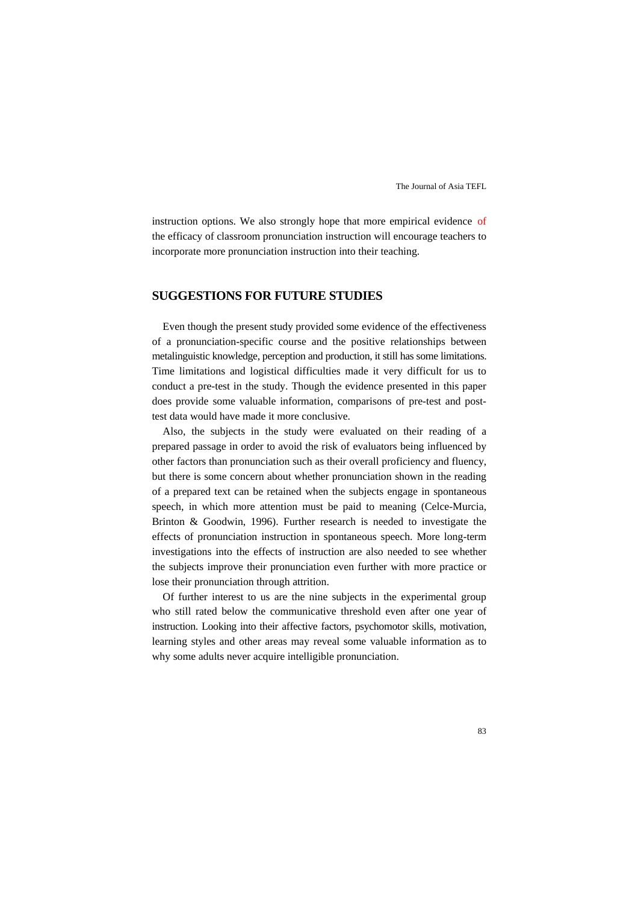instruction options. We also strongly hope that more empirical evidence of the efficacy of classroom pronunciation instruction will encourage teachers to incorporate more pronunciation instruction into their teaching.

## SUGGESTIONS FOR FUTURE STUDIES

Even though the present study provided some evidence of the effectiveness of a pronunciation-specific course and the positive relationships between metalinguistic knowledge, perception and production, it still has some limitations. Time limitations and logistical difficulties made it very difficult for us to conduct a pre-test in the study. Though the evidence presented in this paper does provide some valuable information, comparisons of pre-test and post-test data would have made it more conclusive.

Also, the subjects in the study were evaluated on their reading of a prepared passage in order to avoid the risk of evaluators being influenced by other factors than pronunciation such as their overall proficiency and fluency, but there is some concern about whether pronunciation shown in the reading of a prepared text can be retained when the subjects engage in spontaneous speech, in which more attention must be paid to meaning (Celce-Murcia, Brinton & Goodwin, 1996). Further research is needed to investigate the effects of pronunciation instruction in spontaneous speech. More long-term investigations into the effects of instruction are also needed to see whether the subjects improve their pronunciation even further with more practice or lose their pronunciation through attrition.

Of further interest to us are the nine subjects in the experimental group who still rated below the communicative threshold even after one year of instruction. Looking into their affective factors, psychomotor skills, motivation, learning styles and other areas may reveal some valuable information as to why some adults never acquire intelligible pronunciation.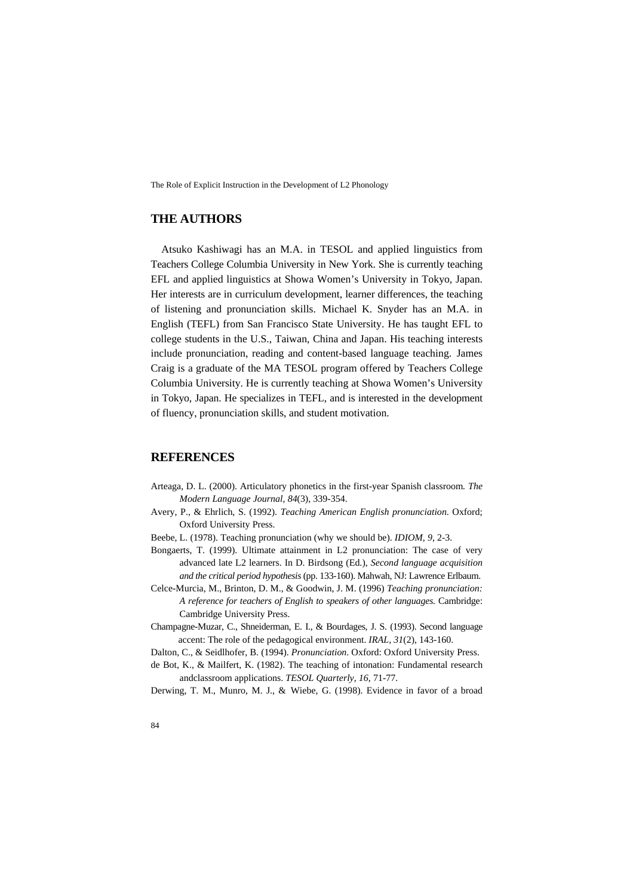## THE AUTHORS

Atsuko Kashiwagi has an M.A. in TESOL and applied linguistics from Teachers College Columbia University in New York. She is currently teaching EFL and applied linguistics at Showa Women's University in Tokyo, Japan. Her interests are in curriculum development, learner differences, the teaching of listening and pronunciation skills. Michael K. Snyder has an M.A. in English (TEFL) from San Francisco State University. He has taught EFL to college students in the U.S., Taiwan, China and Japan. His teaching interests include pronunciation, reading and content-based language teaching. James Craig is a graduate of the MA TESOL program offered by Teachers College Columbia University. He is currently teaching at Showa Women's University in Tokyo, Japan. He specializes in TEFL, and is interested in the development of fluency, pronunciation skills, and student motivation.

## REFERENCES

Arteaga, D. L. (2000). Articulatory phonetics in the first-year Spanish classroom. *The Modern Language Journal, 84*(3), 339-354.

Avery, P., & Ehrlich, S. (1992). *Teaching American English pronunciation*. Oxford; Oxford University Press.

Beebe, L. (1978). Teaching pronunciation (why we should be). *IDIOM, 9*, 2-3.

Bongaerts, T. (1999). Ultimate attainment in L2 pronunciation: The case of very advanced late L2 learners. In D. Birdsong (Ed.), *Second language acquisition and the critical period hypothesis* (pp. 133-160). Mahwah, NJ: Lawrence Erlbaum.

Celce-Murcia, M., Brinton, D. M., & Goodwin, J. M. (1996) *Teaching pronunciation: A reference for teachers of English to speakers of other languages.* Cambridge: Cambridge University Press.

Champagne-Muzar, C., Shneiderman, E. I., & Bourdages, J. S. (1993). Second language accent: The role of the pedagogical environment. *IRAL, 31*(2), 143-160.

Dalton, C., & Seidlhofer, B. (1994). *Pronunciation*. Oxford: Oxford University Press.

de Bot, K., & Mailfert, K. (1982). The teaching of intonation: Fundamental research andclassroom applications. *TESOL Quarterly, 16*, 71-77.

Derwing, T. M., Munro, M. J., & Wiebe, G. (1998). Evidence in favor of a broad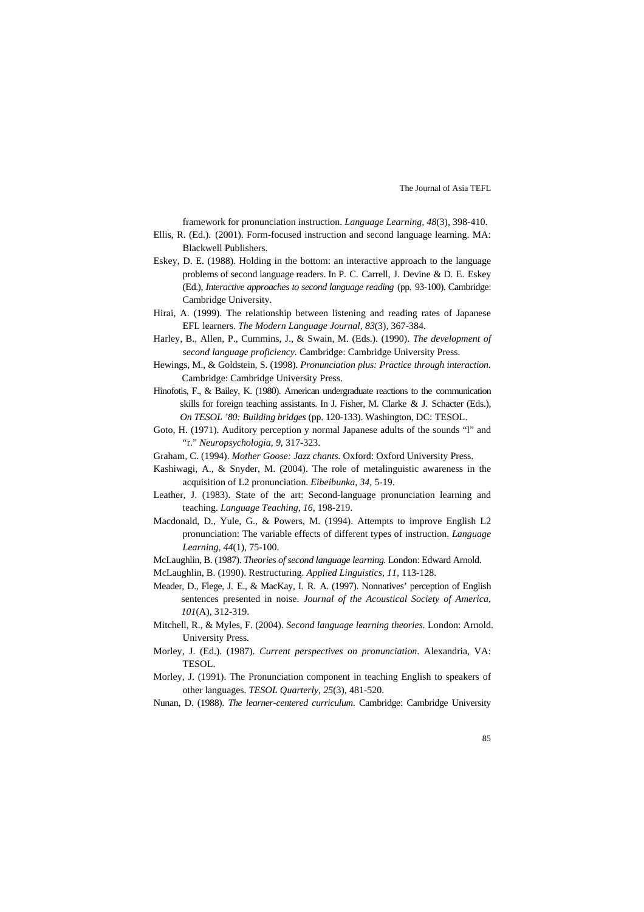framework for pronunciation instruction. *Language Learning, 48*(3), 398-410.

Ellis, R. (Ed.). (2001). Form-focused instruction and second language learning. MA: Blackwell Publishers.

Eskey, D. E. (1988). Holding in the bottom: an interactive approach to the language problems of second language readers. In P. C. Carrell, J. Devine & D. E. Eskey (Ed.), *Interactive approaches to second language reading* (pp. 93-100). Cambridge: Cambridge University.

Hirai, A. (1999). The relationship between listening and reading rates of Japanese EFL learners. *The Modern Language Journal, 83*(3), 367-384.

Harley, B., Allen, P., Cummins, J., & Swain, M. (Eds.). (1990). *The development of second language proficiency*. Cambridge: Cambridge University Press.

Hewings, M., & Goldstein, S. (1998). *Pronunciation plus: Practice through interaction.* Cambridge: Cambridge University Press.

Hinofotis, F., & Bailey, K. (1980). American undergraduate reactions to the communication skills for foreign teaching assistants. In J. Fisher, M. Clarke & J. Schacter (Eds.), *On TESOL '80: Building bridges* (pp. 120-133). Washington, DC: TESOL.

Goto, H. (1971). Auditory perception y normal Japanese adults of the sounds "l" and "r." *Neuropsychologia, 9,* 317-323.

Graham, C. (1994). *Mother Goose: Jazz chants.* Oxford: Oxford University Press.

Kashiwagi, A., & Snyder, M. (2004). The role of metalinguistic awareness in the acquisition of L2 pronunciation. *Eibeibunka, 34,* 5-19.

Leather, J. (1983). State of the art: Second-language pronunciation learning and teaching. *Language Teaching, 16,* 198-219.

Macdonald, D., Yule, G., & Powers, M. (1994). Attempts to improve English L2 pronunciation: The variable effects of different types of instruction. *Language Learning, 44*(1), 75-100.

McLaughlin, B. (1987). *Theories of second language learning.* London: Edward Arnold.

McLaughlin, B. (1990). Restructuring. *Applied Linguistics, 11,* 113-128.

Meader, D., Flege, J. E., & MacKay, I. R. A. (1997). Nonnatives' perception of English sentences presented in noise. *Journal of the Acoustical Society of America, 101*(A), 312-319.

Mitchell, R., & Myles, F. (2004). *Second language learning theories.* London: Arnold. University Press.

Morley, J. (Ed.). (1987). *Current perspectives on pronunciation.* Alexandria, VA: TESOL.

Morley, J. (1991). The Pronunciation component in teaching English to speakers of other languages. *TESOL Quarterly, 25*(3), 481-520.

Nunan, D. (1988). *The learner-centered curriculum.* Cambridge: Cambridge University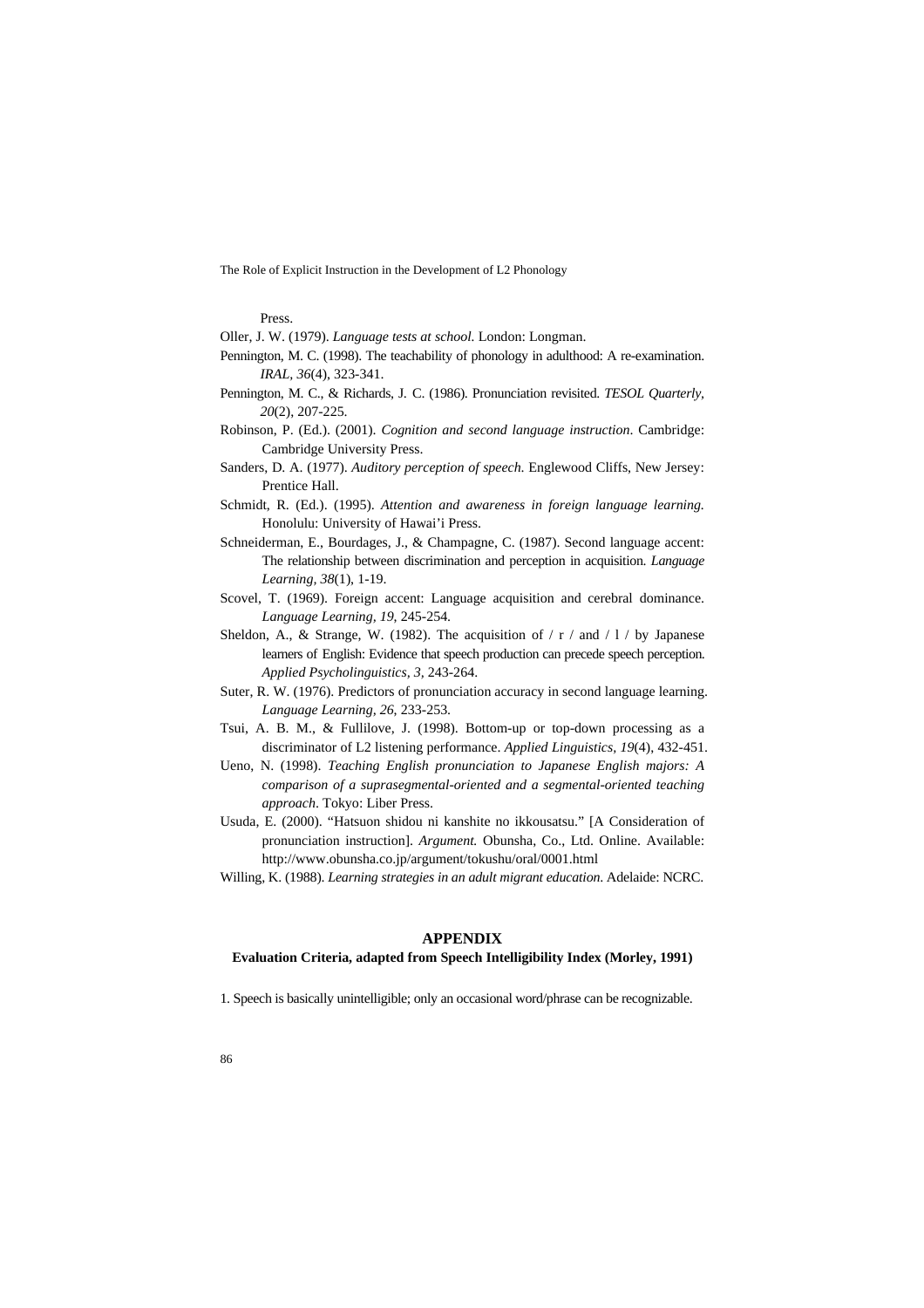Press.

Oller, J. W. (1979). *Language tests at school*. London: Longman.

Pennington, M. C. (1998). The teachability of phonology in adulthood: A re-examination. *IRAL*, *36*(4), 323-341.

Pennington, M. C., & Richards, J. C. (1986). Pronunciation revisited. *TESOL Quarterly*, *20*(2), 207-225.

Robinson, P. (Ed.). (2001). *Cognition and second language instruction*. Cambridge: Cambridge University Press.

Sanders, D. A. (1977). *Auditory perception of speech*. Englewood Cliffs, New Jersey: Prentice Hall.

Schmidt, R. (Ed.). (1995). *Attention and awareness in foreign language learning*. Honolulu: University of Hawai'i Press.

Schneiderman, E., Bourdages, J., & Champagne, C. (1987). Second language accent: The relationship between discrimination and perception in acquisition. *Language Learning*, *38*(1), 1-19.

Scovel, T. (1969). Foreign accent: Language acquisition and cerebral dominance. *Language Learning*, *19*, 245-254.

Sheldon, A., & Strange, W. (1982). The acquisition of / r / and / l / by Japanese learners of English: Evidence that speech production can precede speech perception. *Applied Psycholinguistics*, *3*, 243-264.

Suter, R. W. (1976). Predictors of pronunciation accuracy in second language learning. *Language Learning*, *26*, 233-253.

Tsui, A. B. M., & Fullilove, J. (1998). Bottom-up or top-down processing as a discriminator of L2 listening performance. *Applied Linguistics*, *19*(4), 432-451.

Ueno, N. (1998). *Teaching English pronunciation to Japanese English majors: A comparison of a suprasegmental-oriented and a segmental-oriented teaching approach*. Tokyo: Liber Press.

Usuda, E. (2000). "Hatsuon shidou ni kanshite no ikkousatsu." [A Consideration of pronunciation instruction]. *Argument*. Obunsha, Co., Ltd. Online. Available: http://www.obunsha.co.jp/argument/tokushu/oral/0001.html

Willing, K. (1988). *Learning strategies in an adult migrant education*. Adelaide: NCRC.

## APPENDIX

### Evaluation Criteria, adapted from Speech Intelligibility Index (Morley, 1991)

1. Speech is basically unintelligible; only an occasional word/phrase can be recognizable.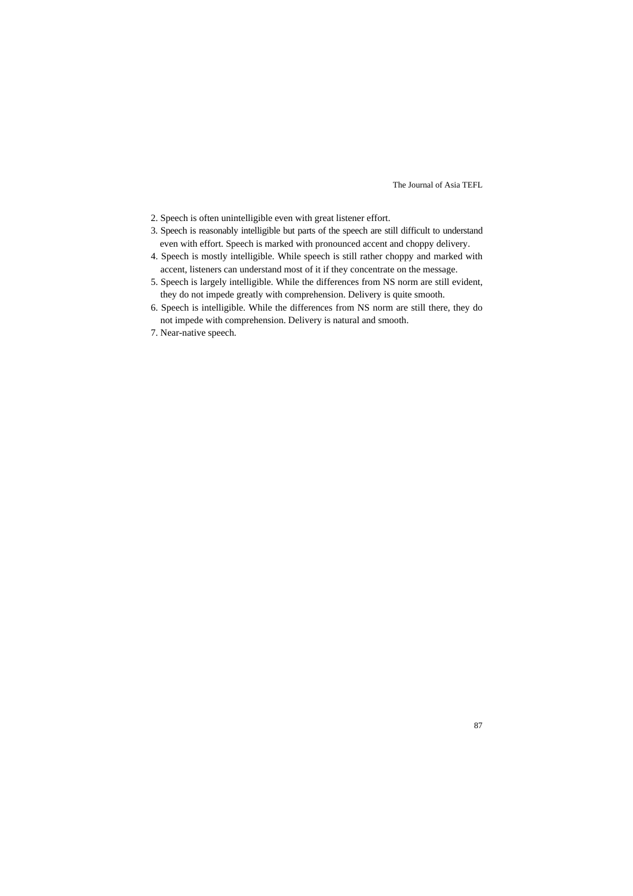2. Speech is often unintelligible even with great listener effort.
3. Speech is reasonably intelligible but parts of the speech are still difficult to understand even with effort. Speech is marked with pronounced accent and choppy delivery.
4. Speech is mostly intelligible. While speech is still rather choppy and marked with accent, listeners can understand most of it if they concentrate on the message.
5. Speech is largely intelligible. While the differences from NS norm are still evident, they do not impede greatly with comprehension. Delivery is quite smooth.
6. Speech is intelligible. While the differences from NS norm are still there, they do not impede with comprehension. Delivery is natural and smooth.
7. Near-native speech.